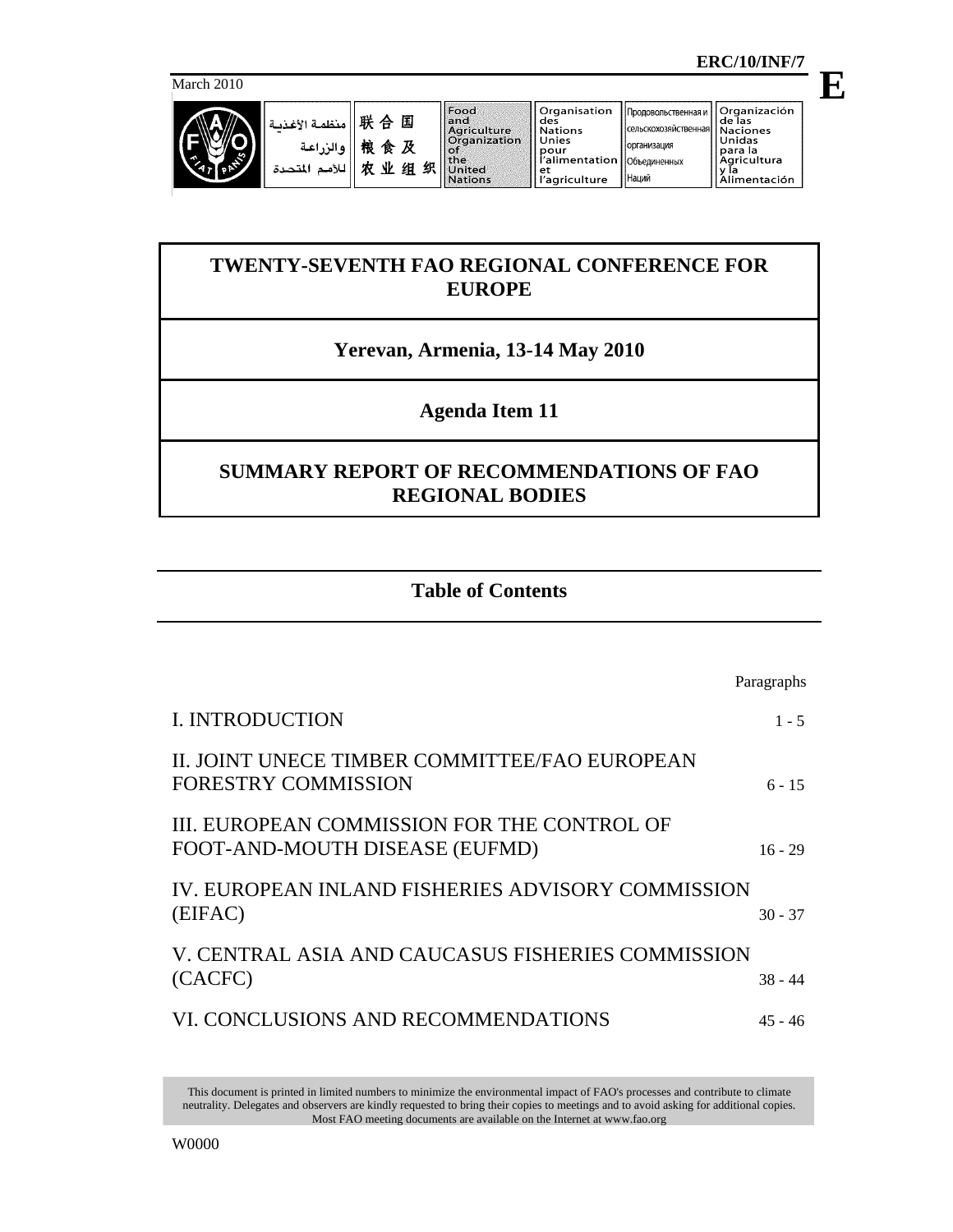ERC/10/INF/7

March 2010

**E**

منظمة الأغذية والزراعة للأمم المتحدة | 联合国粮食及农业组织 | Food and Agriculture Organization of the United Nations | Organisation des Nations Unies pour l'alimentation et l'agriculture | Продовольственная и сельскохозяйственная организация Объединенных Наций | Organización de las Naciones Unidas para la Agricultura y la Alimentación

# TWENTY-SEVENTH FAO REGIONAL CONFERENCE FOR EUROPE

## Yerevan, Armenia, 13-14 May 2010

## Agenda Item 11

## SUMMARY REPORT OF RECOMMENDATIONS OF FAO REGIONAL BODIES

## Table of Contents

| | Paragraphs |
|---|---|
| I. INTRODUCTION | 1 - 5 |
| II. JOINT UNECE TIMBER COMMITTEE/FAO EUROPEAN FORESTRY COMMISSION | 6 - 15 |
| III. EUROPEAN COMMISSION FOR THE CONTROL OF FOOT-AND-MOUTH DISEASE (EUFMD) | 16 - 29 |
| IV. EUROPEAN INLAND FISHERIES ADVISORY COMMISSION (EIFAC) | 30 - 37 |
| V. CENTRAL ASIA AND CAUCASUS FISHERIES COMMISSION (CACFC) | 38 - 44 |
| VI. CONCLUSIONS AND RECOMMENDATIONS | 45 - 46 |

This document is printed in limited numbers to minimize the environmental impact of FAO's processes and contribute to climate neutrality. Delegates and observers are kindly requested to bring their copies to meetings and to avoid asking for additional copies. Most FAO meeting documents are available on the Internet at www.fao.org

W0000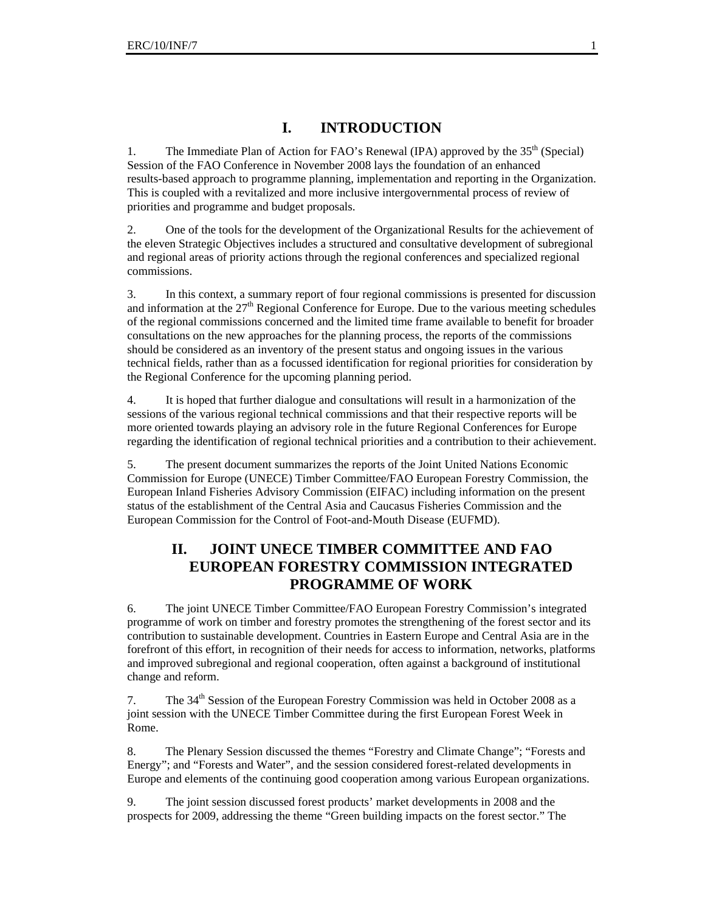# I. INTRODUCTION

1. The Immediate Plan of Action for FAO's Renewal (IPA) approved by the 35th (Special) Session of the FAO Conference in November 2008 lays the foundation of an enhanced results-based approach to programme planning, implementation and reporting in the Organization. This is coupled with a revitalized and more inclusive intergovernmental process of review of priorities and programme and budget proposals.

2. One of the tools for the development of the Organizational Results for the achievement of the eleven Strategic Objectives includes a structured and consultative development of subregional and regional areas of priority actions through the regional conferences and specialized regional commissions.

3. In this context, a summary report of four regional commissions is presented for discussion and information at the 27th Regional Conference for Europe. Due to the various meeting schedules of the regional commissions concerned and the limited time frame available to benefit for broader consultations on the new approaches for the planning process, the reports of the commissions should be considered as an inventory of the present status and ongoing issues in the various technical fields, rather than as a focussed identification for regional priorities for consideration by the Regional Conference for the upcoming planning period.

4. It is hoped that further dialogue and consultations will result in a harmonization of the sessions of the various regional technical commissions and that their respective reports will be more oriented towards playing an advisory role in the future Regional Conferences for Europe regarding the identification of regional technical priorities and a contribution to their achievement.

5. The present document summarizes the reports of the Joint United Nations Economic Commission for Europe (UNECE) Timber Committee/FAO European Forestry Commission, the European Inland Fisheries Advisory Commission (EIFAC) including information on the present status of the establishment of the Central Asia and Caucasus Fisheries Commission and the European Commission for the Control of Foot-and-Mouth Disease (EUFMD).

# II. JOINT UNECE TIMBER COMMITTEE AND FAO EUROPEAN FORESTRY COMMISSION INTEGRATED PROGRAMME OF WORK

6. The joint UNECE Timber Committee/FAO European Forestry Commission's integrated programme of work on timber and forestry promotes the strengthening of the forest sector and its contribution to sustainable development. Countries in Eastern Europe and Central Asia are in the forefront of this effort, in recognition of their needs for access to information, networks, platforms and improved subregional and regional cooperation, often against a background of institutional change and reform.

7. The 34th Session of the European Forestry Commission was held in October 2008 as a joint session with the UNECE Timber Committee during the first European Forest Week in Rome.

8. The Plenary Session discussed the themes "Forestry and Climate Change"; "Forests and Energy"; and "Forests and Water", and the session considered forest-related developments in Europe and elements of the continuing good cooperation among various European organizations.

9. The joint session discussed forest products' market developments in 2008 and the prospects for 2009, addressing the theme "Green building impacts on the forest sector." The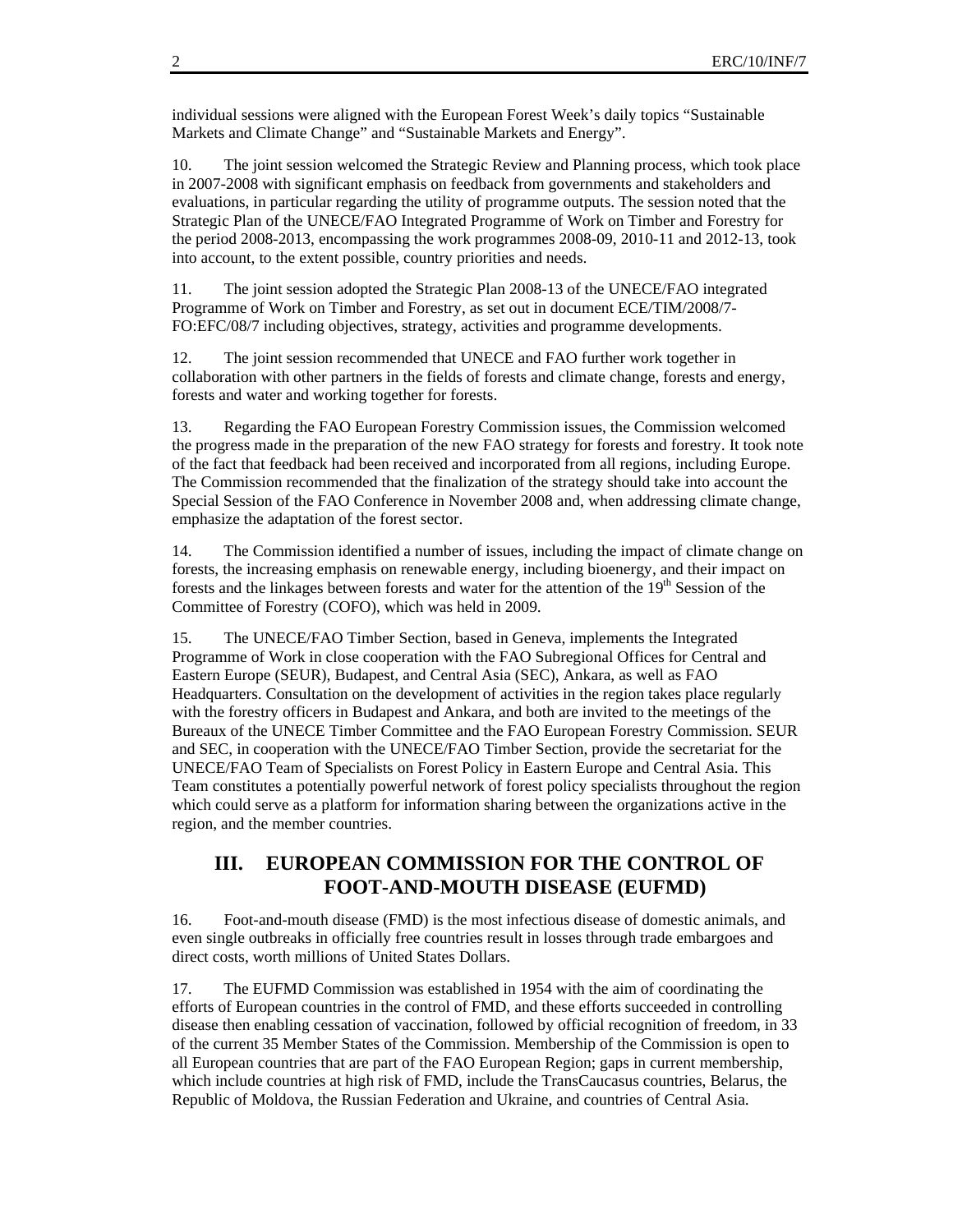individual sessions were aligned with the European Forest Week's daily topics "Sustainable Markets and Climate Change" and "Sustainable Markets and Energy".

10. The joint session welcomed the Strategic Review and Planning process, which took place in 2007-2008 with significant emphasis on feedback from governments and stakeholders and evaluations, in particular regarding the utility of programme outputs. The session noted that the Strategic Plan of the UNECE/FAO Integrated Programme of Work on Timber and Forestry for the period 2008-2013, encompassing the work programmes 2008-09, 2010-11 and 2012-13, took into account, to the extent possible, country priorities and needs.

11. The joint session adopted the Strategic Plan 2008-13 of the UNECE/FAO integrated Programme of Work on Timber and Forestry, as set out in document ECE/TIM/2008/7-FO:EFC/08/7 including objectives, strategy, activities and programme developments.

12. The joint session recommended that UNECE and FAO further work together in collaboration with other partners in the fields of forests and climate change, forests and energy, forests and water and working together for forests.

13. Regarding the FAO European Forestry Commission issues, the Commission welcomed the progress made in the preparation of the new FAO strategy for forests and forestry. It took note of the fact that feedback had been received and incorporated from all regions, including Europe. The Commission recommended that the finalization of the strategy should take into account the Special Session of the FAO Conference in November 2008 and, when addressing climate change, emphasize the adaptation of the forest sector.

14. The Commission identified a number of issues, including the impact of climate change on forests, the increasing emphasis on renewable energy, including bioenergy, and their impact on forests and the linkages between forests and water for the attention of the 19th Session of the Committee of Forestry (COFO), which was held in 2009.

15. The UNECE/FAO Timber Section, based in Geneva, implements the Integrated Programme of Work in close cooperation with the FAO Subregional Offices for Central and Eastern Europe (SEUR), Budapest, and Central Asia (SEC), Ankara, as well as FAO Headquarters. Consultation on the development of activities in the region takes place regularly with the forestry officers in Budapest and Ankara, and both are invited to the meetings of the Bureaux of the UNECE Timber Committee and the FAO European Forestry Commission. SEUR and SEC, in cooperation with the UNECE/FAO Timber Section, provide the secretariat for the UNECE/FAO Team of Specialists on Forest Policy in Eastern Europe and Central Asia. This Team constitutes a potentially powerful network of forest policy specialists throughout the region which could serve as a platform for information sharing between the organizations active in the region, and the member countries.

## III. EUROPEAN COMMISSION FOR THE CONTROL OF FOOT-AND-MOUTH DISEASE (EUFMD)

16. Foot-and-mouth disease (FMD) is the most infectious disease of domestic animals, and even single outbreaks in officially free countries result in losses through trade embargoes and direct costs, worth millions of United States Dollars.

17. The EUFMD Commission was established in 1954 with the aim of coordinating the efforts of European countries in the control of FMD, and these efforts succeeded in controlling disease then enabling cessation of vaccination, followed by official recognition of freedom, in 33 of the current 35 Member States of the Commission. Membership of the Commission is open to all European countries that are part of the FAO European Region; gaps in current membership, which include countries at high risk of FMD, include the TransCaucasus countries, Belarus, the Republic of Moldova, the Russian Federation and Ukraine, and countries of Central Asia.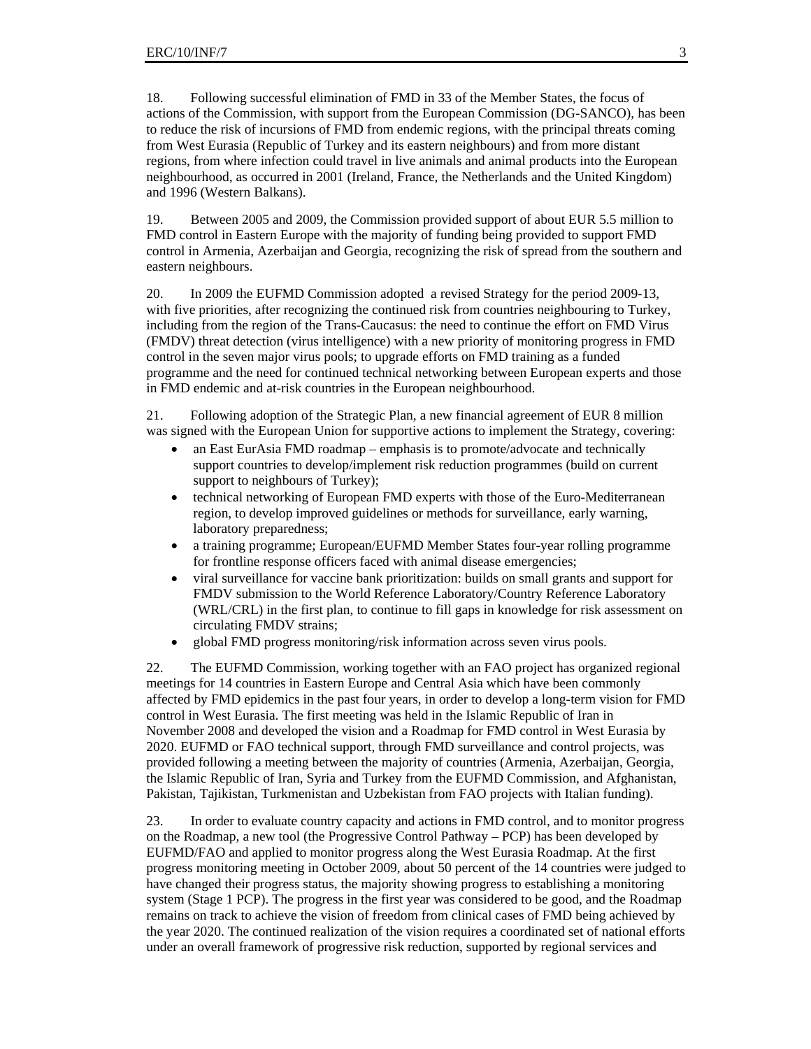18. Following successful elimination of FMD in 33 of the Member States, the focus of actions of the Commission, with support from the European Commission (DG-SANCO), has been to reduce the risk of incursions of FMD from endemic regions, with the principal threats coming from West Eurasia (Republic of Turkey and its eastern neighbours) and from more distant regions, from where infection could travel in live animals and animal products into the European neighbourhood, as occurred in 2001 (Ireland, France, the Netherlands and the United Kingdom) and 1996 (Western Balkans).

19. Between 2005 and 2009, the Commission provided support of about EUR 5.5 million to FMD control in Eastern Europe with the majority of funding being provided to support FMD control in Armenia, Azerbaijan and Georgia, recognizing the risk of spread from the southern and eastern neighbours.

20. In 2009 the EUFMD Commission adopted a revised Strategy for the period 2009-13, with five priorities, after recognizing the continued risk from countries neighbouring to Turkey, including from the region of the Trans-Caucasus: the need to continue the effort on FMD Virus (FMDV) threat detection (virus intelligence) with a new priority of monitoring progress in FMD control in the seven major virus pools; to upgrade efforts on FMD training as a funded programme and the need for continued technical networking between European experts and those in FMD endemic and at-risk countries in the European neighbourhood.

21. Following adoption of the Strategic Plan, a new financial agreement of EUR 8 million was signed with the European Union for supportive actions to implement the Strategy, covering:

- an East EurAsia FMD roadmap – emphasis is to promote/advocate and technically support countries to develop/implement risk reduction programmes (build on current support to neighbours of Turkey);
- technical networking of European FMD experts with those of the Euro-Mediterranean region, to develop improved guidelines or methods for surveillance, early warning, laboratory preparedness;
- a training programme; European/EUFMD Member States four-year rolling programme for frontline response officers faced with animal disease emergencies;
- viral surveillance for vaccine bank prioritization: builds on small grants and support for FMDV submission to the World Reference Laboratory/Country Reference Laboratory (WRL/CRL) in the first plan, to continue to fill gaps in knowledge for risk assessment on circulating FMDV strains;
- global FMD progress monitoring/risk information across seven virus pools.

22. The EUFMD Commission, working together with an FAO project has organized regional meetings for 14 countries in Eastern Europe and Central Asia which have been commonly affected by FMD epidemics in the past four years, in order to develop a long-term vision for FMD control in West Eurasia. The first meeting was held in the Islamic Republic of Iran in November 2008 and developed the vision and a Roadmap for FMD control in West Eurasia by 2020. EUFMD or FAO technical support, through FMD surveillance and control projects, was provided following a meeting between the majority of countries (Armenia, Azerbaijan, Georgia, the Islamic Republic of Iran, Syria and Turkey from the EUFMD Commission, and Afghanistan, Pakistan, Tajikistan, Turkmenistan and Uzbekistan from FAO projects with Italian funding).

23. In order to evaluate country capacity and actions in FMD control, and to monitor progress on the Roadmap, a new tool (the Progressive Control Pathway – PCP) has been developed by EUFMD/FAO and applied to monitor progress along the West Eurasia Roadmap. At the first progress monitoring meeting in October 2009, about 50 percent of the 14 countries were judged to have changed their progress status, the majority showing progress to establishing a monitoring system (Stage 1 PCP). The progress in the first year was considered to be good, and the Roadmap remains on track to achieve the vision of freedom from clinical cases of FMD being achieved by the year 2020. The continued realization of the vision requires a coordinated set of national efforts under an overall framework of progressive risk reduction, supported by regional services and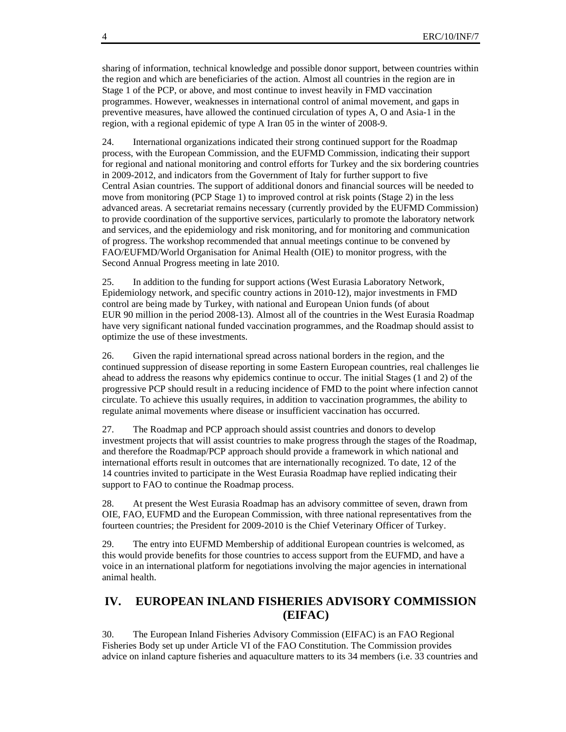sharing of information, technical knowledge and possible donor support, between countries within the region and which are beneficiaries of the action. Almost all countries in the region are in Stage 1 of the PCP, or above, and most continue to invest heavily in FMD vaccination programmes. However, weaknesses in international control of animal movement, and gaps in preventive measures, have allowed the continued circulation of types A, O and Asia-1 in the region, with a regional epidemic of type A Iran 05 in the winter of 2008-9.

24. International organizations indicated their strong continued support for the Roadmap process, with the European Commission, and the EUFMD Commission, indicating their support for regional and national monitoring and control efforts for Turkey and the six bordering countries in 2009-2012, and indicators from the Government of Italy for further support to five Central Asian countries. The support of additional donors and financial sources will be needed to move from monitoring (PCP Stage 1) to improved control at risk points (Stage 2) in the less advanced areas. A secretariat remains necessary (currently provided by the EUFMD Commission) to provide coordination of the supportive services, particularly to promote the laboratory network and services, and the epidemiology and risk monitoring, and for monitoring and communication of progress. The workshop recommended that annual meetings continue to be convened by FAO/EUFMD/World Organisation for Animal Health (OIE) to monitor progress, with the Second Annual Progress meeting in late 2010.

25. In addition to the funding for support actions (West Eurasia Laboratory Network, Epidemiology network, and specific country actions in 2010-12), major investments in FMD control are being made by Turkey, with national and European Union funds (of about EUR 90 million in the period 2008-13). Almost all of the countries in the West Eurasia Roadmap have very significant national funded vaccination programmes, and the Roadmap should assist to optimize the use of these investments.

26. Given the rapid international spread across national borders in the region, and the continued suppression of disease reporting in some Eastern European countries, real challenges lie ahead to address the reasons why epidemics continue to occur. The initial Stages (1 and 2) of the progressive PCP should result in a reducing incidence of FMD to the point where infection cannot circulate. To achieve this usually requires, in addition to vaccination programmes, the ability to regulate animal movements where disease or insufficient vaccination has occurred.

27. The Roadmap and PCP approach should assist countries and donors to develop investment projects that will assist countries to make progress through the stages of the Roadmap, and therefore the Roadmap/PCP approach should provide a framework in which national and international efforts result in outcomes that are internationally recognized. To date, 12 of the 14 countries invited to participate in the West Eurasia Roadmap have replied indicating their support to FAO to continue the Roadmap process.

28. At present the West Eurasia Roadmap has an advisory committee of seven, drawn from OIE, FAO, EUFMD and the European Commission, with three national representatives from the fourteen countries; the President for 2009-2010 is the Chief Veterinary Officer of Turkey.

29. The entry into EUFMD Membership of additional European countries is welcomed, as this would provide benefits for those countries to access support from the EUFMD, and have a voice in an international platform for negotiations involving the major agencies in international animal health.

## IV. EUROPEAN INLAND FISHERIES ADVISORY COMMISSION (EIFAC)

30. The European Inland Fisheries Advisory Commission (EIFAC) is an FAO Regional Fisheries Body set up under Article VI of the FAO Constitution. The Commission provides advice on inland capture fisheries and aquaculture matters to its 34 members (i.e. 33 countries and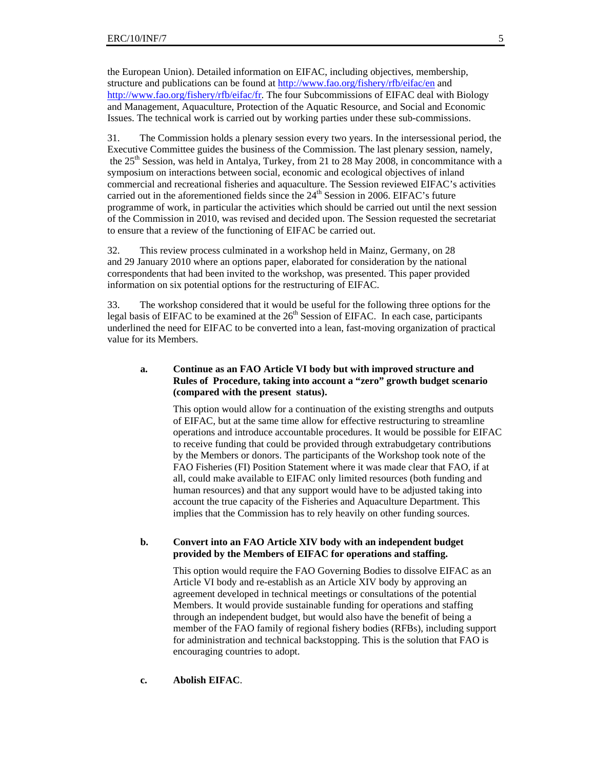the European Union). Detailed information on EIFAC, including objectives, membership, structure and publications can be found at http://www.fao.org/fishery/rfb/eifac/en and http://www.fao.org/fishery/rfb/eifac/fr. The four Subcommissions of EIFAC deal with Biology and Management, Aquaculture, Protection of the Aquatic Resource, and Social and Economic Issues. The technical work is carried out by working parties under these sub-commissions.

31. The Commission holds a plenary session every two years. In the intersessional period, the Executive Committee guides the business of the Commission. The last plenary session, namely, the 25th Session, was held in Antalya, Turkey, from 21 to 28 May 2008, in concommitance with a symposium on interactions between social, economic and ecological objectives of inland commercial and recreational fisheries and aquaculture. The Session reviewed EIFAC's activities carried out in the aforementioned fields since the 24th Session in 2006. EIFAC's future programme of work, in particular the activities which should be carried out until the next session of the Commission in 2010, was revised and decided upon. The Session requested the secretariat to ensure that a review of the functioning of EIFAC be carried out.

32. This review process culminated in a workshop held in Mainz, Germany, on 28 and 29 January 2010 where an options paper, elaborated for consideration by the national correspondents that had been invited to the workshop, was presented. This paper provided information on six potential options for the restructuring of EIFAC.

33. The workshop considered that it would be useful for the following three options for the legal basis of EIFAC to be examined at the 26th Session of EIFAC. In each case, participants underlined the need for EIFAC to be converted into a lean, fast-moving organization of practical value for its Members.

**a. Continue as an FAO Article VI body but with improved structure and Rules of Procedure, taking into account a "zero" growth budget scenario (compared with the present status).**

This option would allow for a continuation of the existing strengths and outputs of EIFAC, but at the same time allow for effective restructuring to streamline operations and introduce accountable procedures. It would be possible for EIFAC to receive funding that could be provided through extrabudgetary contributions by the Members or donors. The participants of the Workshop took note of the FAO Fisheries (FI) Position Statement where it was made clear that FAO, if at all, could make available to EIFAC only limited resources (both funding and human resources) and that any support would have to be adjusted taking into account the true capacity of the Fisheries and Aquaculture Department. This implies that the Commission has to rely heavily on other funding sources.

**b. Convert into an FAO Article XIV body with an independent budget provided by the Members of EIFAC for operations and staffing.**

This option would require the FAO Governing Bodies to dissolve EIFAC as an Article VI body and re-establish as an Article XIV body by approving an agreement developed in technical meetings or consultations of the potential Members. It would provide sustainable funding for operations and staffing through an independent budget, but would also have the benefit of being a member of the FAO family of regional fishery bodies (RFBs), including support for administration and technical backstopping. This is the solution that FAO is encouraging countries to adopt.

**c. Abolish EIFAC**.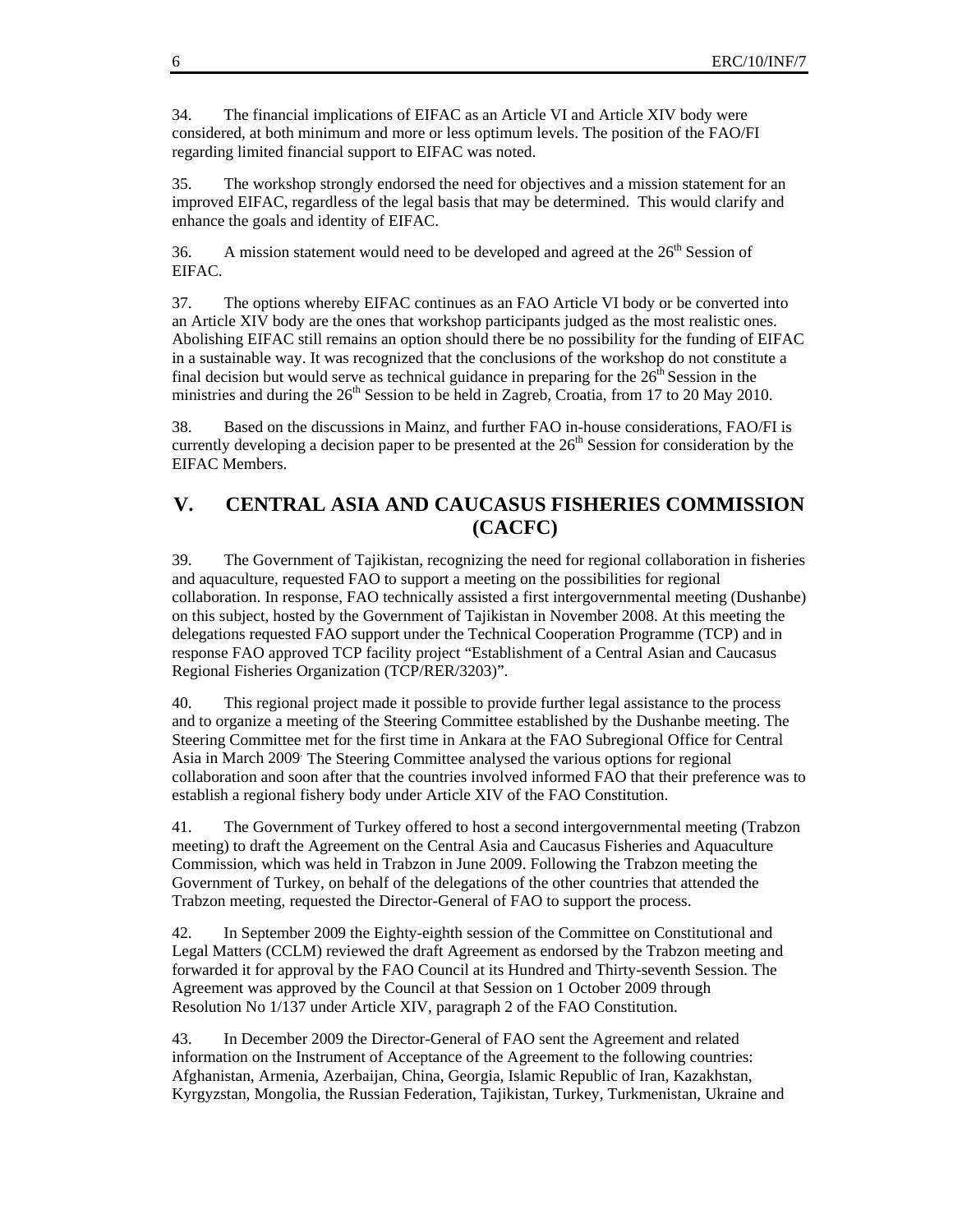34. The financial implications of EIFAC as an Article VI and Article XIV body were considered, at both minimum and more or less optimum levels. The position of the FAO/FI regarding limited financial support to EIFAC was noted.

35. The workshop strongly endorsed the need for objectives and a mission statement for an improved EIFAC, regardless of the legal basis that may be determined. This would clarify and enhance the goals and identity of EIFAC.

36. A mission statement would need to be developed and agreed at the 26th Session of EIFAC.

37. The options whereby EIFAC continues as an FAO Article VI body or be converted into an Article XIV body are the ones that workshop participants judged as the most realistic ones. Abolishing EIFAC still remains an option should there be no possibility for the funding of EIFAC in a sustainable way. It was recognized that the conclusions of the workshop do not constitute a final decision but would serve as technical guidance in preparing for the 26th Session in the ministries and during the 26th Session to be held in Zagreb, Croatia, from 17 to 20 May 2010.

38. Based on the discussions in Mainz, and further FAO in-house considerations, FAO/FI is currently developing a decision paper to be presented at the 26th Session for consideration by the EIFAC Members.

## V. CENTRAL ASIA AND CAUCASUS FISHERIES COMMISSION (CACFC)

39. The Government of Tajikistan, recognizing the need for regional collaboration in fisheries and aquaculture, requested FAO to support a meeting on the possibilities for regional collaboration. In response, FAO technically assisted a first intergovernmental meeting (Dushanbe) on this subject, hosted by the Government of Tajikistan in November 2008. At this meeting the delegations requested FAO support under the Technical Cooperation Programme (TCP) and in response FAO approved TCP facility project "Establishment of a Central Asian and Caucasus Regional Fisheries Organization (TCP/RER/3203)".

40. This regional project made it possible to provide further legal assistance to the process and to organize a meeting of the Steering Committee established by the Dushanbe meeting. The Steering Committee met for the first time in Ankara at the FAO Subregional Office for Central Asia in March 2009. The Steering Committee analysed the various options for regional collaboration and soon after that the countries involved informed FAO that their preference was to establish a regional fishery body under Article XIV of the FAO Constitution.

41. The Government of Turkey offered to host a second intergovernmental meeting (Trabzon meeting) to draft the Agreement on the Central Asia and Caucasus Fisheries and Aquaculture Commission, which was held in Trabzon in June 2009. Following the Trabzon meeting the Government of Turkey, on behalf of the delegations of the other countries that attended the Trabzon meeting, requested the Director-General of FAO to support the process.

42. In September 2009 the Eighty-eighth session of the Committee on Constitutional and Legal Matters (CCLM) reviewed the draft Agreement as endorsed by the Trabzon meeting and forwarded it for approval by the FAO Council at its Hundred and Thirty-seventh Session. The Agreement was approved by the Council at that Session on 1 October 2009 through Resolution No 1/137 under Article XIV, paragraph 2 of the FAO Constitution.

43. In December 2009 the Director-General of FAO sent the Agreement and related information on the Instrument of Acceptance of the Agreement to the following countries: Afghanistan, Armenia, Azerbaijan, China, Georgia, Islamic Republic of Iran, Kazakhstan, Kyrgyzstan, Mongolia, the Russian Federation, Tajikistan, Turkey, Turkmenistan, Ukraine and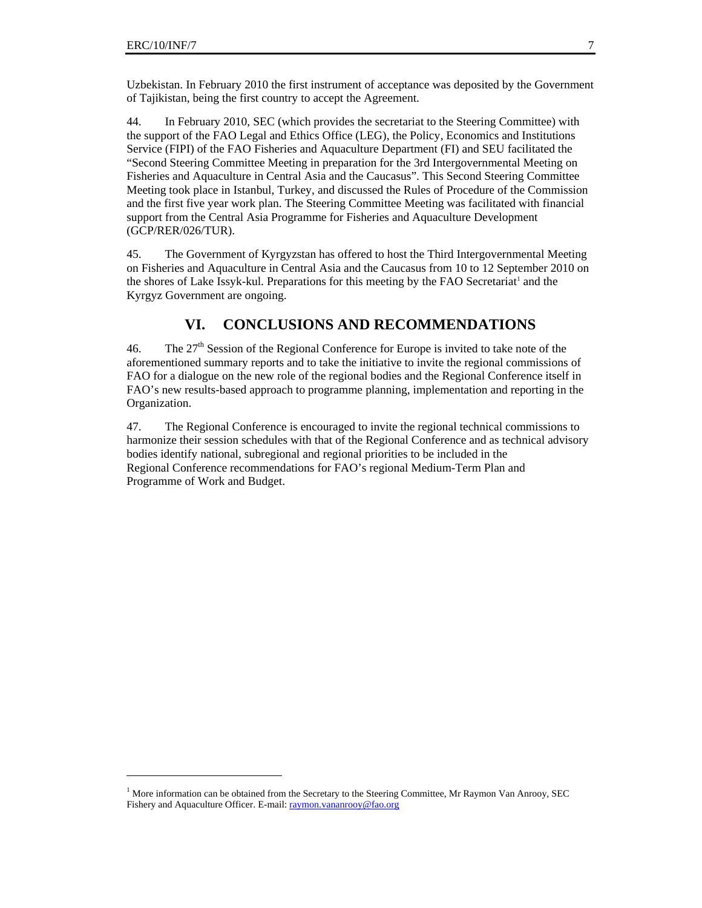Uzbekistan. In February 2010 the first instrument of acceptance was deposited by the Government of Tajikistan, being the first country to accept the Agreement.

44. In February 2010, SEC (which provides the secretariat to the Steering Committee) with the support of the FAO Legal and Ethics Office (LEG), the Policy, Economics and Institutions Service (FIPI) of the FAO Fisheries and Aquaculture Department (FI) and SEU facilitated the "Second Steering Committee Meeting in preparation for the 3rd Intergovernmental Meeting on Fisheries and Aquaculture in Central Asia and the Caucasus". This Second Steering Committee Meeting took place in Istanbul, Turkey, and discussed the Rules of Procedure of the Commission and the first five year work plan. The Steering Committee Meeting was facilitated with financial support from the Central Asia Programme for Fisheries and Aquaculture Development (GCP/RER/026/TUR).

45. The Government of Kyrgyzstan has offered to host the Third Intergovernmental Meeting on Fisheries and Aquaculture in Central Asia and the Caucasus from 10 to 12 September 2010 on the shores of Lake Issyk-kul. Preparations for this meeting by the FAO Secretariat[1] and the Kyrgyz Government are ongoing.

## VI. CONCLUSIONS AND RECOMMENDATIONS

46. The 27th Session of the Regional Conference for Europe is invited to take note of the aforementioned summary reports and to take the initiative to invite the regional commissions of FAO for a dialogue on the new role of the regional bodies and the Regional Conference itself in FAO's new results-based approach to programme planning, implementation and reporting in the Organization.

47. The Regional Conference is encouraged to invite the regional technical commissions to harmonize their session schedules with that of the Regional Conference and as technical advisory bodies identify national, subregional and regional priorities to be included in the Regional Conference recommendations for FAO's regional Medium-Term Plan and Programme of Work and Budget.

---

[1] More information can be obtained from the Secretary to the Steering Committee, Mr Raymon Van Anrooy, SEC Fishery and Aquaculture Officer. E-mail: raymon.vananrooy@fao.org